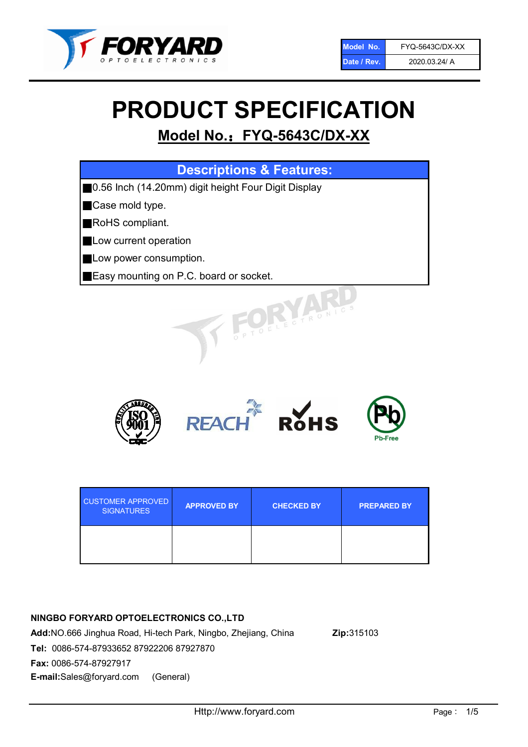| Model No. | FYQ-5643C/DX-XX |
| --- | --- |
| Date / Rev. | 2020.03.24/ A |

# PRODUCT SPECIFICATION

## Model No.：FYQ-5643C/DX-XX

| Descriptions & Features: |
| --- |
| ■0.56 Inch (14.20mm) digit height Four Digit Display |
| ■Case mold type. |
| ■RoHS compliant. |
| ■Low current operation |
| ■Low power consumption. |
| ■Easy mounting on P.C. board or socket. |

| CUSTOMER APPROVED SIGNATURES | APPROVED BY | CHECKED BY | PREPARED BY |
| --- | --- | --- | --- |
| | | | |

**NINGBO FORYARD OPTOELECTRONICS CO.,LTD**

**Add:**NO.666 Jinghua Road, Hi-tech Park, Ningbo, Zhejiang, China **Zip:**315103

**Tel:** 0086-574-87933652 87922206 87927870

**Fax:** 0086-574-87927917

**E-mail:**Sales@foryard.com (General)

Http://www.foryard.com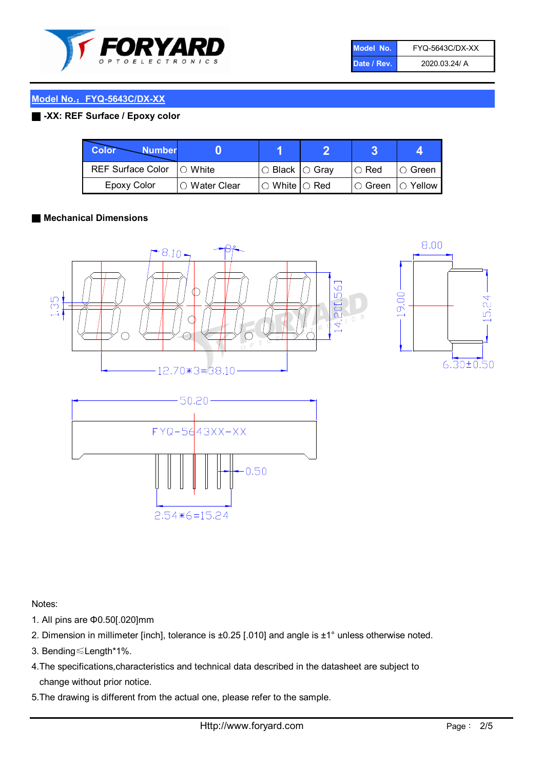| Model No. | FYQ-5643C/DX-XX |
|---|---|
| Date / Rev. | 2020.03.24/ A |

## Model No.：FYQ-5643C/DX-XX

### -XX: REF Surface / Epoxy color

| Color \ Number | 0 | 1 | 2 | 3 | 4 |
|---|---|---|---|---|---|
| REF Surface Color | ○ White | ○ Black | ○ Gray | ○ Red | ○ Green |
| Epoxy Color | ○ Water Clear | ○ White | ○ Red | ○ Green | ○ Yellow |

### Mechanical Dimensions

Notes:

1. All pins are Φ0.50[.020]mm
2. Dimension in millimeter [inch], tolerance is ±0.25 [.010] and angle is ±1° unless otherwise noted.
3. Bending≤Length*1%.
4. The specifications,characteristics and technical data described in the datasheet are subject to change without prior notice.
5. The drawing is different from the actual one, please refer to the sample.

Http://www.foryard.com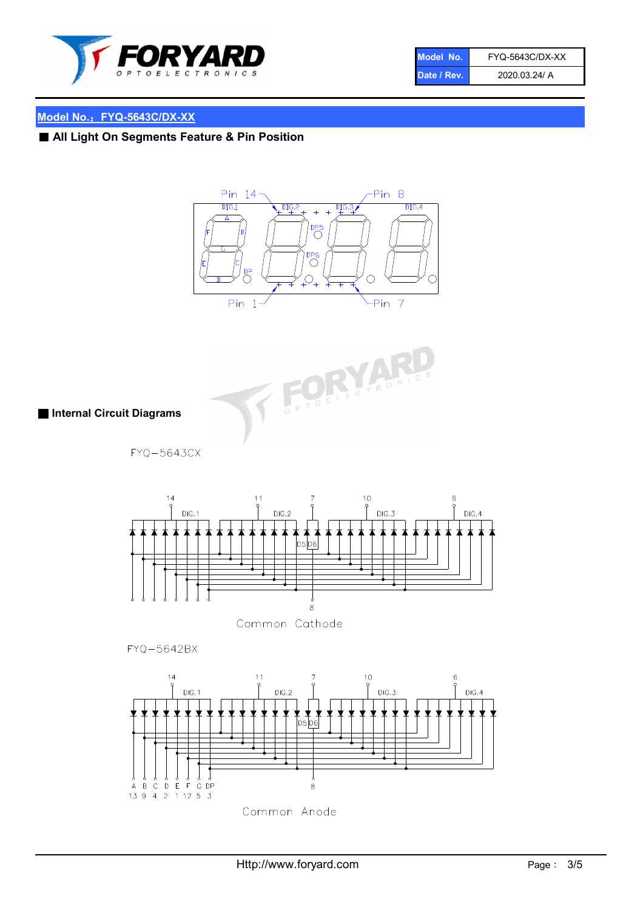| Model No. | FYQ-5643C/DX-XX |
|---|---|
| Date / Rev. | 2020.03.24/ A |

## Model No.：FYQ-5643C/DX-XX

### ■ All Light On Segments Feature & Pin Position

Pin 14 — Pin 8

DIG.1 DIG.2 DIG.3 DIG.4

A B C D E F G DP DP5 DP6

Pin 1 — Pin 7

### ■ Internal Circuit Diagrams

FYQ−5643CX

14 DIG.1 11 DIG.2 7 D5 D6 10 DIG.3 6 DIG.4

8

Common Cathode

FYQ−5642BX

14 DIG.1 11 DIG.2 7 D5 D6 10 DIG.3 6 DIG.4

A B C D E F G DP
13 9 4 2 1 12 5 3

8

Common Anode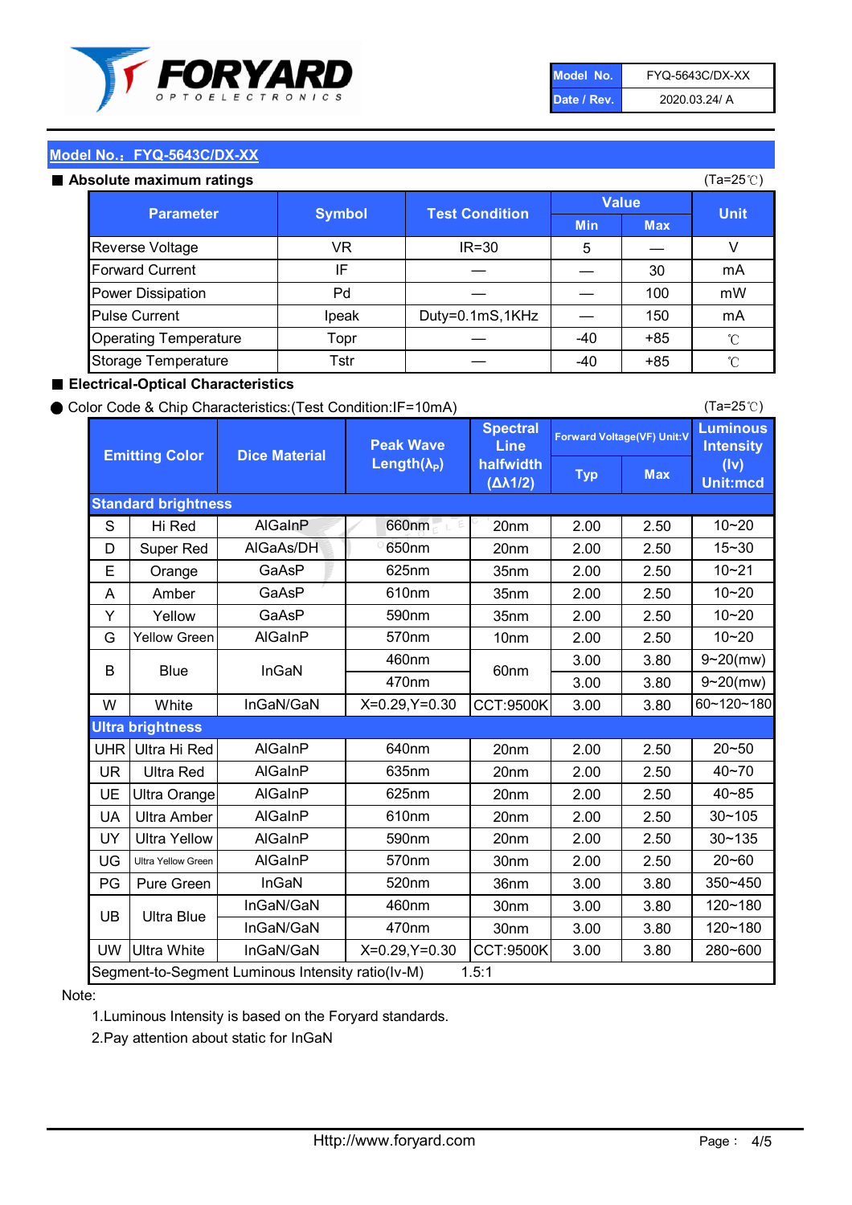| Model No. | FYQ-5643C/DX-XX |
|---|---|
| Date / Rev. | 2020.03.24/ A |

## Model No.：FYQ-5643C/DX-XX

### ■ Absolute maximum ratings

(Ta=25℃)

| Parameter | Symbol | Test Condition | Value Min | Value Max | Unit |
|---|---|---|---|---|---|
| Reverse Voltage | VR | IR=30 | 5 | — | V |
| Forward Current | IF | — | — | 30 | mA |
| Power Dissipation | Pd | — | — | 100 | mW |
| Pulse Current | Ipeak | Duty=0.1mS,1KHz | — | 150 | mA |
| Operating Temperature | Topr | — | -40 | +85 | ℃ |
| Storage Temperature | Tstr | — | -40 | +85 | ℃ |

### ■ Electrical-Optical Characteristics

● Color Code & Chip Characteristics:(Test Condition:IF=10mA)

(Ta=25℃)

| Emitting Color | | Dice Material | Peak Wave Length($\lambda_P$) | Spectral Line halfwidth ($\Delta\lambda 1/2$) | Forward Voltage(VF) Unit:V Typ | Forward Voltage(VF) Unit:V Max | Luminous Intensity (Iv) Unit:mcd |
|---|---|---|---|---|---|---|---|
| **Standard brightness** | | | | | | | |
| S | Hi Red | AlGaInP | 660nm | 20nm | 2.00 | 2.50 | 10~20 |
| D | Super Red | AlGaAs/DH | 650nm | 20nm | 2.00 | 2.50 | 15~30 |
| E | Orange | GaAsP | 625nm | 35nm | 2.00 | 2.50 | 10~21 |
| A | Amber | GaAsP | 610nm | 35nm | 2.00 | 2.50 | 10~20 |
| Y | Yellow | GaAsP | 590nm | 35nm | 2.00 | 2.50 | 10~20 |
| G | Yellow Green | AlGaInP | 570nm | 10nm | 2.00 | 2.50 | 10~20 |
| B | Blue | InGaN | 460nm | 60nm | 3.00 | 3.80 | 9~20(mw) |
| | | | 470nm | | 3.00 | 3.80 | 9~20(mw) |
| W | White | InGaN/GaN | X=0.29,Y=0.30 | CCT:9500K | 3.00 | 3.80 | 60~120~180 |
| **Ultra brightness** | | | | | | | |
| UHR | Ultra Hi Red | AlGaInP | 640nm | 20nm | 2.00 | 2.50 | 20~50 |
| UR | Ultra Red | AlGaInP | 635nm | 20nm | 2.00 | 2.50 | 40~70 |
| UE | Ultra Orange | AlGaInP | 625nm | 20nm | 2.00 | 2.50 | 40~85 |
| UA | Ultra Amber | AlGaInP | 610nm | 20nm | 2.00 | 2.50 | 30~105 |
| UY | Ultra Yellow | AlGaInP | 590nm | 20nm | 2.00 | 2.50 | 30~135 |
| UG | Ultra Yellow Green | AlGaInP | 570nm | 30nm | 2.00 | 2.50 | 20~60 |
| PG | Pure Green | InGaN | 520nm | 36nm | 3.00 | 3.80 | 350~450 |
| UB | Ultra Blue | InGaN/GaN | 460nm | 30nm | 3.00 | 3.80 | 120~180 |
| | | InGaN/GaN | 470nm | 30nm | 3.00 | 3.80 | 120~180 |
| UW | Ultra White | InGaN/GaN | X=0.29,Y=0.30 | CCT:9500K | 3.00 | 3.80 | 280~600 |
| Segment-to-Segment Luminous Intensity ratio(Iv-M) | | | | 1.5:1 | | | |

Note:

1.Luminous Intensity is based on the Foryard standards.

2.Pay attention about static for InGaN

Http://www.foryard.com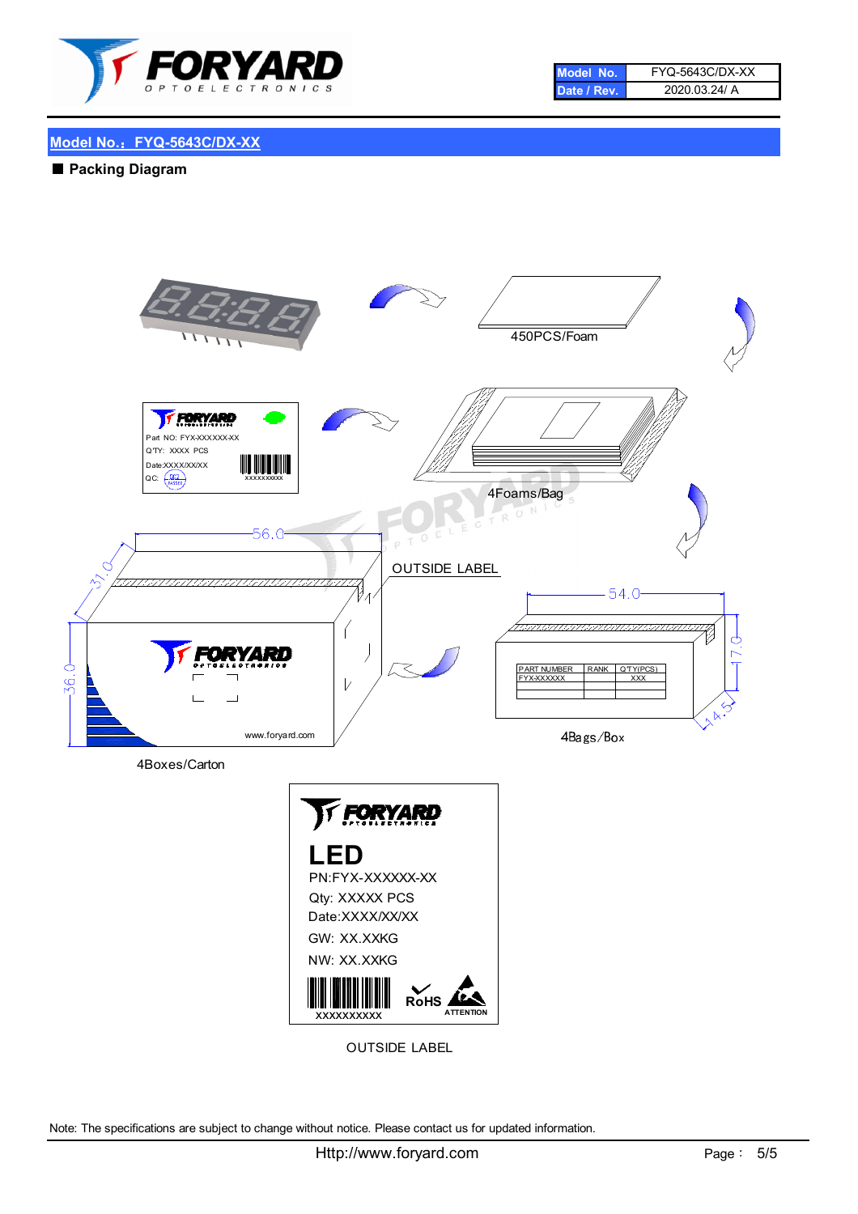| Model No. | FYQ-5643C/DX-XX |
|---|---|
| Date / Rev. | 2020.03.24/ A |

## Model No.：FYQ-5643C/DX-XX

### ■ Packing Diagram

450PCS/Foam

Part NO: FYX-XXXXXXX-XX
Q'TY: XXXX PCS
Date:XXXX/XX/XX
QC:
XXXXXXXXXX

4Foams/Bag

56.0
31.0
36.0

OUTSIDE LABEL

54.0
17.0
14.5

| PART NUMBER | RANK | Q'TY(PCS) |
|---|---|---|
| FYX-XXXXXX | | XXX |

www.foryard.com

4Boxes/Carton

4Bags/Box

LED
PN:FYX-XXXXXX-XX
Qty: XXXXX PCS
Date:XXXX/XX/XX
GW: XX.XXKG
NW: XX.XXKG
XXXXXXXXXX
RoHS
ATTENTION

OUTSIDE LABEL

Note: The specifications are subject to change without notice. Please contact us for updated information.